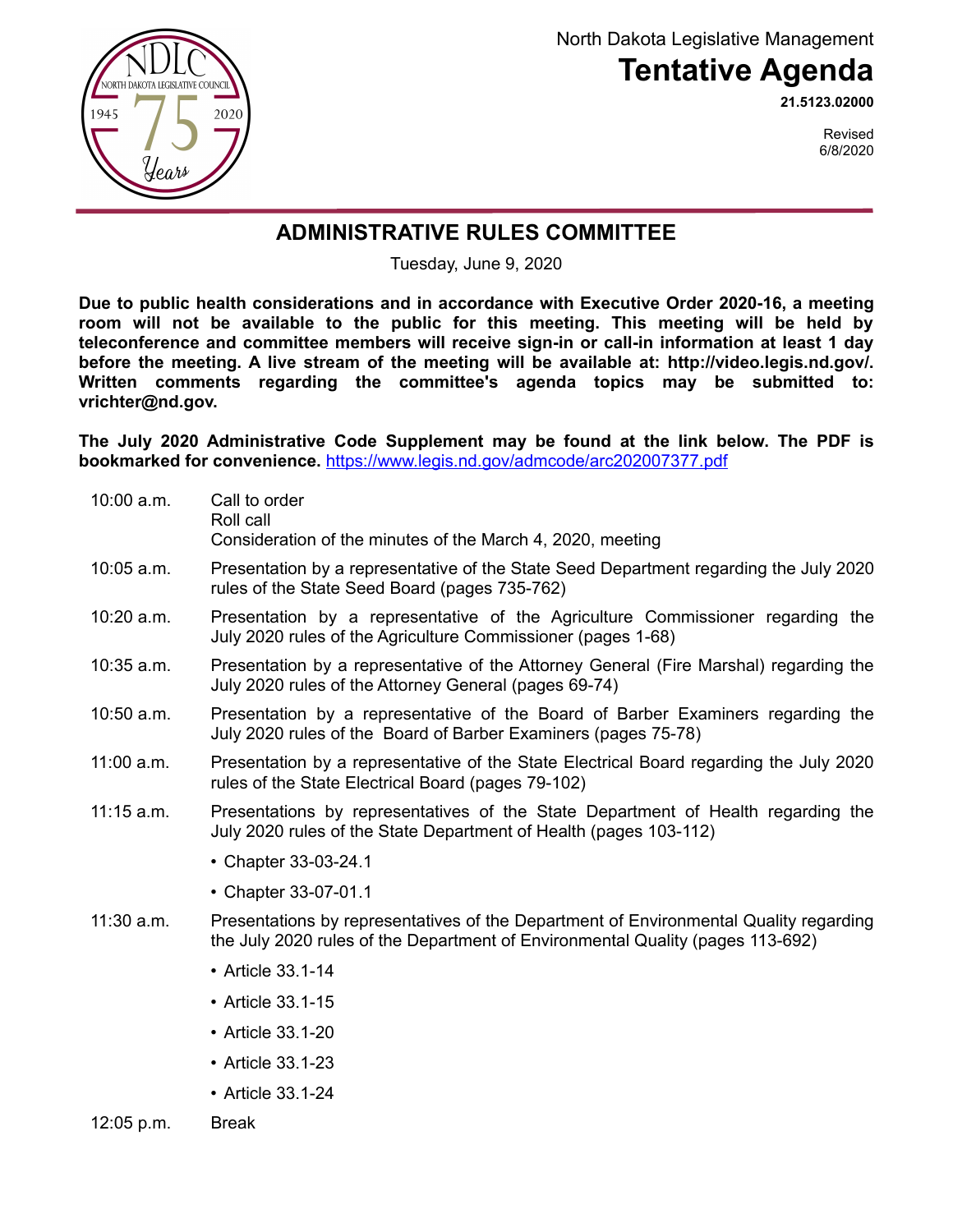North Dakota Legislative Management

# Tentative Agenda

**21.5123.02000**

Revised
6/8/2020

## ADMINISTRATIVE RULES COMMITTEE

Tuesday, June 9, 2020

**Due to public health considerations and in accordance with Executive Order 2020-16, a meeting room will not be available to the public for this meeting. This meeting will be held by teleconference and committee members will receive sign-in or call-in information at least 1 day before the meeting. A live stream of the meeting will be available at: http://video.legis.nd.gov/. Written comments regarding the committee's agenda topics may be submitted to: vrichter@nd.gov.**

**The July 2020 Administrative Code Supplement may be found at the link below. The PDF is bookmarked for convenience.** https://www.legis.nd.gov/admcode/arc202007377.pdf

| | |
|---|---|
| 10:00 a.m. | Call to order<br>Roll call<br>Consideration of the minutes of the March 4, 2020, meeting |
| 10:05 a.m. | Presentation by a representative of the State Seed Department regarding the July 2020 rules of the State Seed Board (pages 735-762) |
| 10:20 a.m. | Presentation by a representative of the Agriculture Commissioner regarding the July 2020 rules of the Agriculture Commissioner (pages 1-68) |
| 10:35 a.m. | Presentation by a representative of the Attorney General (Fire Marshal) regarding the July 2020 rules of the Attorney General (pages 69-74) |
| 10:50 a.m. | Presentation by a representative of the Board of Barber Examiners regarding the July 2020 rules of the Board of Barber Examiners (pages 75-78) |
| 11:00 a.m. | Presentation by a representative of the State Electrical Board regarding the July 2020 rules of the State Electrical Board (pages 79-102) |
| 11:15 a.m. | Presentations by representatives of the State Department of Health regarding the July 2020 rules of the State Department of Health (pages 103-112)<br>• Chapter 33-03-24.1<br>• Chapter 33-07-01.1 |
| 11:30 a.m. | Presentations by representatives of the Department of Environmental Quality regarding the July 2020 rules of the Department of Environmental Quality (pages 113-692)<br>• Article 33.1-14<br>• Article 33.1-15<br>• Article 33.1-20<br>• Article 33.1-23<br>• Article 33.1-24 |
| 12:05 p.m. | Break |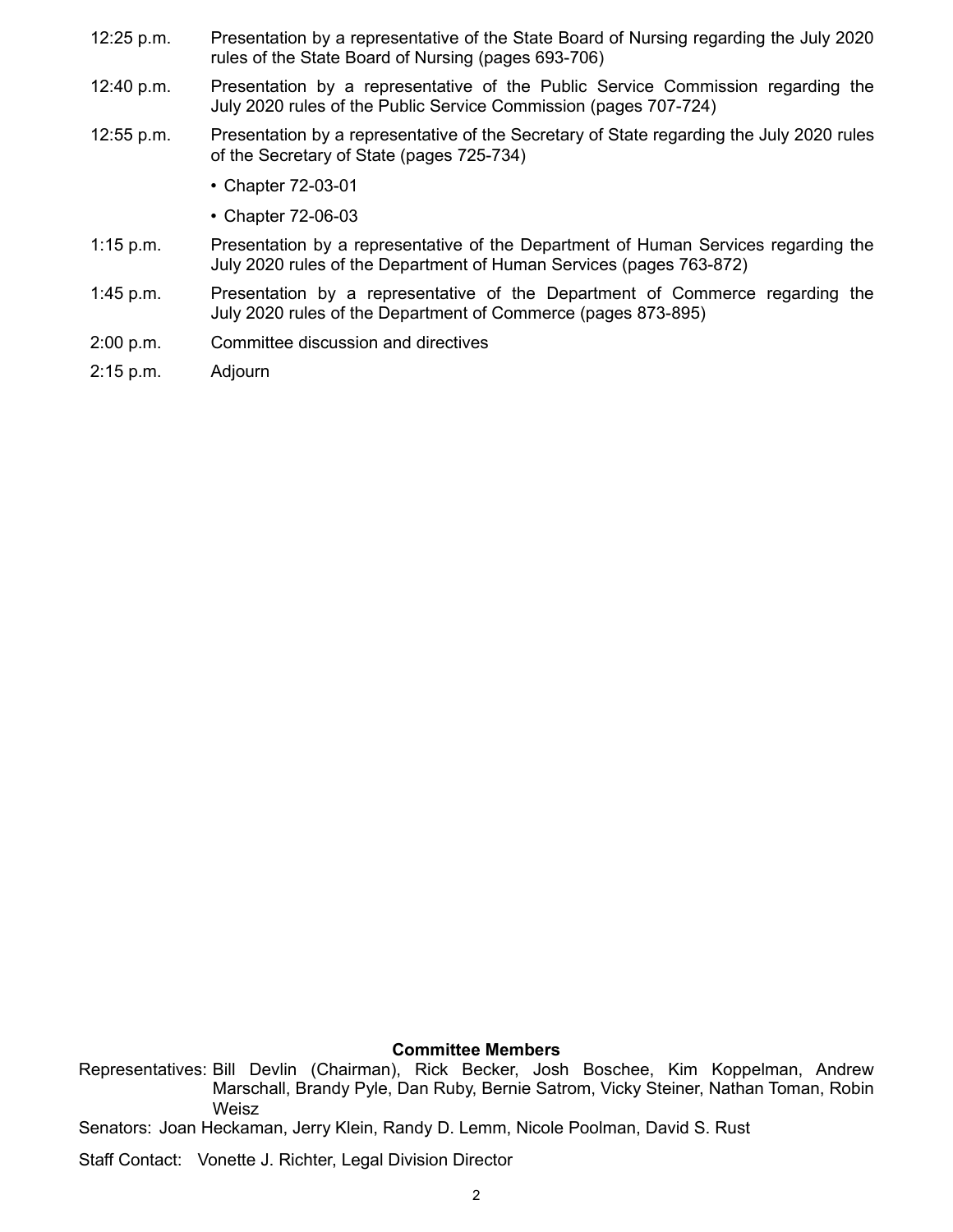12:25 p.m. Presentation by a representative of the State Board of Nursing regarding the July 2020 rules of the State Board of Nursing (pages 693-706)

12:40 p.m. Presentation by a representative of the Public Service Commission regarding the July 2020 rules of the Public Service Commission (pages 707-724)

12:55 p.m. Presentation by a representative of the Secretary of State regarding the July 2020 rules of the Secretary of State (pages 725-734)

- Chapter 72-03-01
- Chapter 72-06-03

1:15 p.m. Presentation by a representative of the Department of Human Services regarding the July 2020 rules of the Department of Human Services (pages 763-872)

1:45 p.m. Presentation by a representative of the Department of Commerce regarding the July 2020 rules of the Department of Commerce (pages 873-895)

2:00 p.m. Committee discussion and directives

2:15 p.m. Adjourn

**Committee Members**

Representatives: Bill Devlin (Chairman), Rick Becker, Josh Boschee, Kim Koppelman, Andrew Marschall, Brandy Pyle, Dan Ruby, Bernie Satrom, Vicky Steiner, Nathan Toman, Robin Weisz

Senators: Joan Heckaman, Jerry Klein, Randy D. Lemm, Nicole Poolman, David S. Rust

Staff Contact: Vonette J. Richter, Legal Division Director